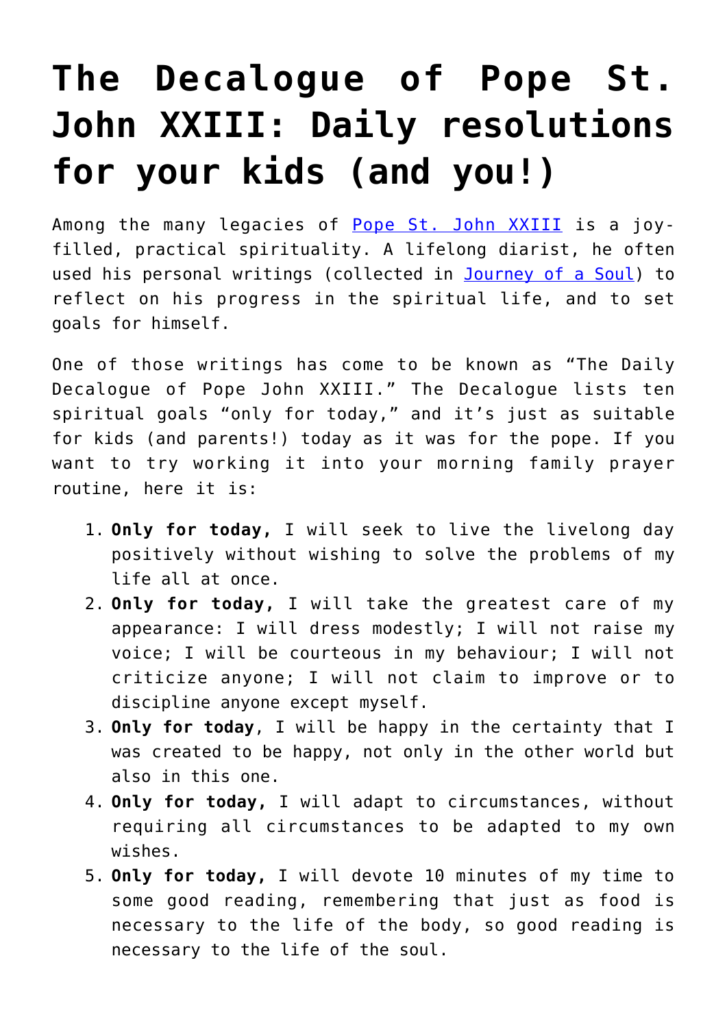# The Decalogue of Pope St. John XXIII: Daily resolutions for your kids (and you!)

Among the many legacies of Pope St. John XXIII is a joy-filled, practical spirituality. A lifelong diarist, he often used his personal writings (collected in Journey of a Soul) to reflect on his progress in the spiritual life, and to set goals for himself.

One of those writings has come to be known as "The Daily Decalogue of Pope John XXIII." The Decalogue lists ten spiritual goals "only for today," and it's just as suitable for kids (and parents!) today as it was for the pope. If you want to try working it into your morning family prayer routine, here it is:

1. **Only for today,** I will seek to live the livelong day positively without wishing to solve the problems of my life all at once.
2. **Only for today,** I will take the greatest care of my appearance: I will dress modestly; I will not raise my voice; I will be courteous in my behaviour; I will not criticize anyone; I will not claim to improve or to discipline anyone except myself.
3. **Only for today**, I will be happy in the certainty that I was created to be happy, not only in the other world but also in this one.
4. **Only for today,** I will adapt to circumstances, without requiring all circumstances to be adapted to my own wishes.
5. **Only for today,** I will devote 10 minutes of my time to some good reading, remembering that just as food is necessary to the life of the body, so good reading is necessary to the life of the soul.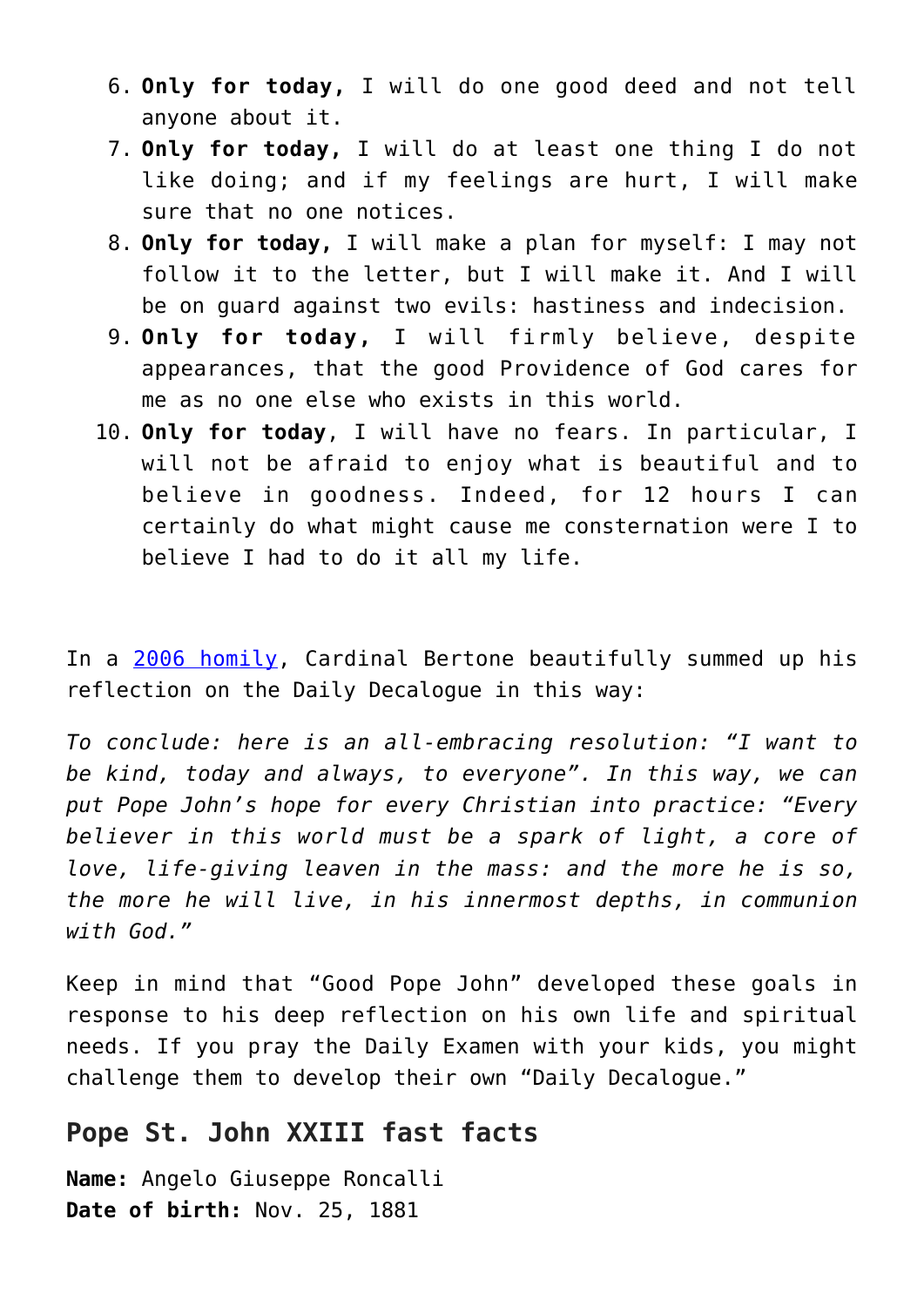6. **Only for today,** I will do one good deed and not tell anyone about it.
7. **Only for today,** I will do at least one thing I do not like doing; and if my feelings are hurt, I will make sure that no one notices.
8. **Only for today,** I will make a plan for myself: I may not follow it to the letter, but I will make it. And I will be on guard against two evils: hastiness and indecision.
9. **Only for today,** I will firmly believe, despite appearances, that the good Providence of God cares for me as no one else who exists in this world.
10. **Only for today**, I will have no fears. In particular, I will not be afraid to enjoy what is beautiful and to believe in goodness. Indeed, for 12 hours I can certainly do what might cause me consternation were I to believe I had to do it all my life.

In a 2006 homily, Cardinal Bertone beautifully summed up his reflection on the Daily Decalogue in this way:

*To conclude: here is an all-embracing resolution: "I want to be kind, today and always, to everyone". In this way, we can put Pope John's hope for every Christian into practice: "Every believer in this world must be a spark of light, a core of love, life-giving leaven in the mass: and the more he is so, the more he will live, in his innermost depths, in communion with God."*

Keep in mind that "Good Pope John" developed these goals in response to his deep reflection on his own life and spiritual needs. If you pray the Daily Examen with your kids, you might challenge them to develop their own "Daily Decalogue."

## Pope St. John XXIII fast facts

**Name:** Angelo Giuseppe Roncalli
**Date of birth:** Nov. 25, 1881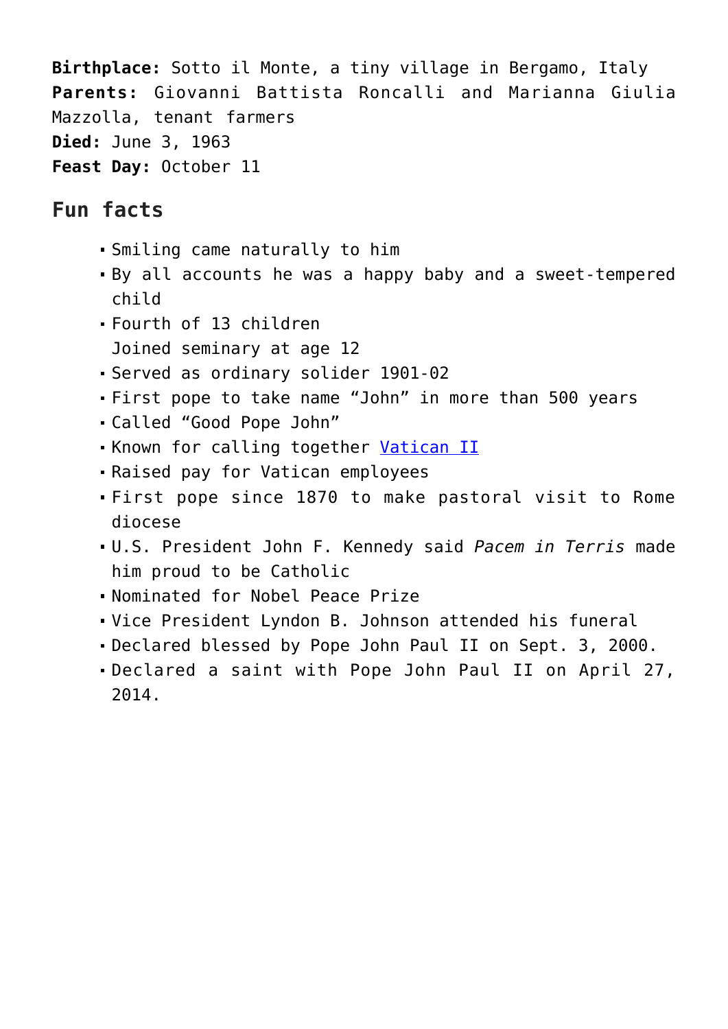**Birthplace:** Sotto il Monte, a tiny village in Bergamo, Italy
**Parents:** Giovanni Battista Roncalli and Marianna Giulia Mazzolla, tenant farmers
**Died:** June 3, 1963
**Feast Day:** October 11

## Fun facts

- Smiling came naturally to him
- By all accounts he was a happy baby and a sweet-tempered child
- Fourth of 13 children
  Joined seminary at age 12
- Served as ordinary solider 1901-02
- First pope to take name "John" in more than 500 years
- Called "Good Pope John"
- Known for calling together Vatican II
- Raised pay for Vatican employees
- First pope since 1870 to make pastoral visit to Rome diocese
- U.S. President John F. Kennedy said *Pacem in Terris* made him proud to be Catholic
- Nominated for Nobel Peace Prize
- Vice President Lyndon B. Johnson attended his funeral
- Declared blessed by Pope John Paul II on Sept. 3, 2000.
- Declared a saint with Pope John Paul II on April 27, 2014.